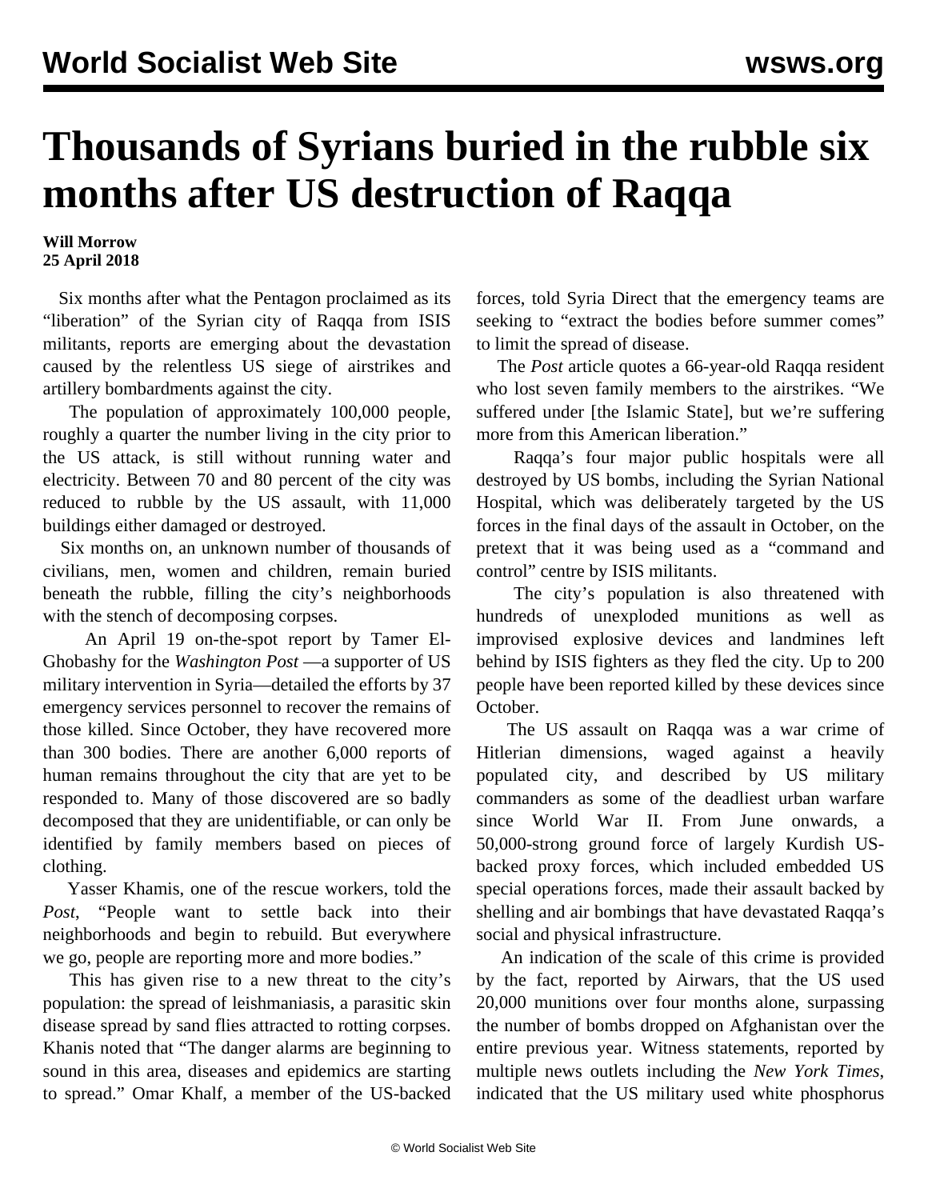# Thousands of Syrians buried in the rubble six months after US destruction of Raqqa

**Will Morrow**
**25 April 2018**

Six months after what the Pentagon proclaimed as its "liberation" of the Syrian city of Raqqa from ISIS militants, reports are emerging about the devastation caused by the relentless US siege of airstrikes and artillery bombardments against the city.

The population of approximately 100,000 people, roughly a quarter the number living in the city prior to the US attack, is still without running water and electricity. Between 70 and 80 percent of the city was reduced to rubble by the US assault, with 11,000 buildings either damaged or destroyed.

Six months on, an unknown number of thousands of civilians, men, women and children, remain buried beneath the rubble, filling the city's neighborhoods with the stench of decomposing corpses.

An April 19 on-the-spot report by Tamer El-Ghobashy for the *Washington Post* —a supporter of US military intervention in Syria—detailed the efforts by 37 emergency services personnel to recover the remains of those killed. Since October, they have recovered more than 300 bodies. There are another 6,000 reports of human remains throughout the city that are yet to be responded to. Many of those discovered are so badly decomposed that they are unidentifiable, or can only be identified by family members based on pieces of clothing.

Yasser Khamis, one of the rescue workers, told the *Post*, "People want to settle back into their neighborhoods and begin to rebuild. But everywhere we go, people are reporting more and more bodies."

This has given rise to a new threat to the city's population: the spread of leishmaniasis, a parasitic skin disease spread by sand flies attracted to rotting corpses. Khanis noted that "The danger alarms are beginning to sound in this area, diseases and epidemics are starting to spread." Omar Khalf, a member of the US-backed forces, told Syria Direct that the emergency teams are seeking to "extract the bodies before summer comes" to limit the spread of disease.

The *Post* article quotes a 66-year-old Raqqa resident who lost seven family members to the airstrikes. "We suffered under [the Islamic State], but we're suffering more from this American liberation."

Raqqa's four major public hospitals were all destroyed by US bombs, including the Syrian National Hospital, which was deliberately targeted by the US forces in the final days of the assault in October, on the pretext that it was being used as a "command and control" centre by ISIS militants.

The city's population is also threatened with hundreds of unexploded munitions as well as improvised explosive devices and landmines left behind by ISIS fighters as they fled the city. Up to 200 people have been reported killed by these devices since October.

The US assault on Raqqa was a war crime of Hitlerian dimensions, waged against a heavily populated city, and described by US military commanders as some of the deadliest urban warfare since World War II. From June onwards, a 50,000-strong ground force of largely Kurdish US-backed proxy forces, which included embedded US special operations forces, made their assault backed by shelling and air bombings that have devastated Raqqa's social and physical infrastructure.

An indication of the scale of this crime is provided by the fact, reported by Airwars, that the US used 20,000 munitions over four months alone, surpassing the number of bombs dropped on Afghanistan over the entire previous year. Witness statements, reported by multiple news outlets including the *New York Times*, indicated that the US military used white phosphorus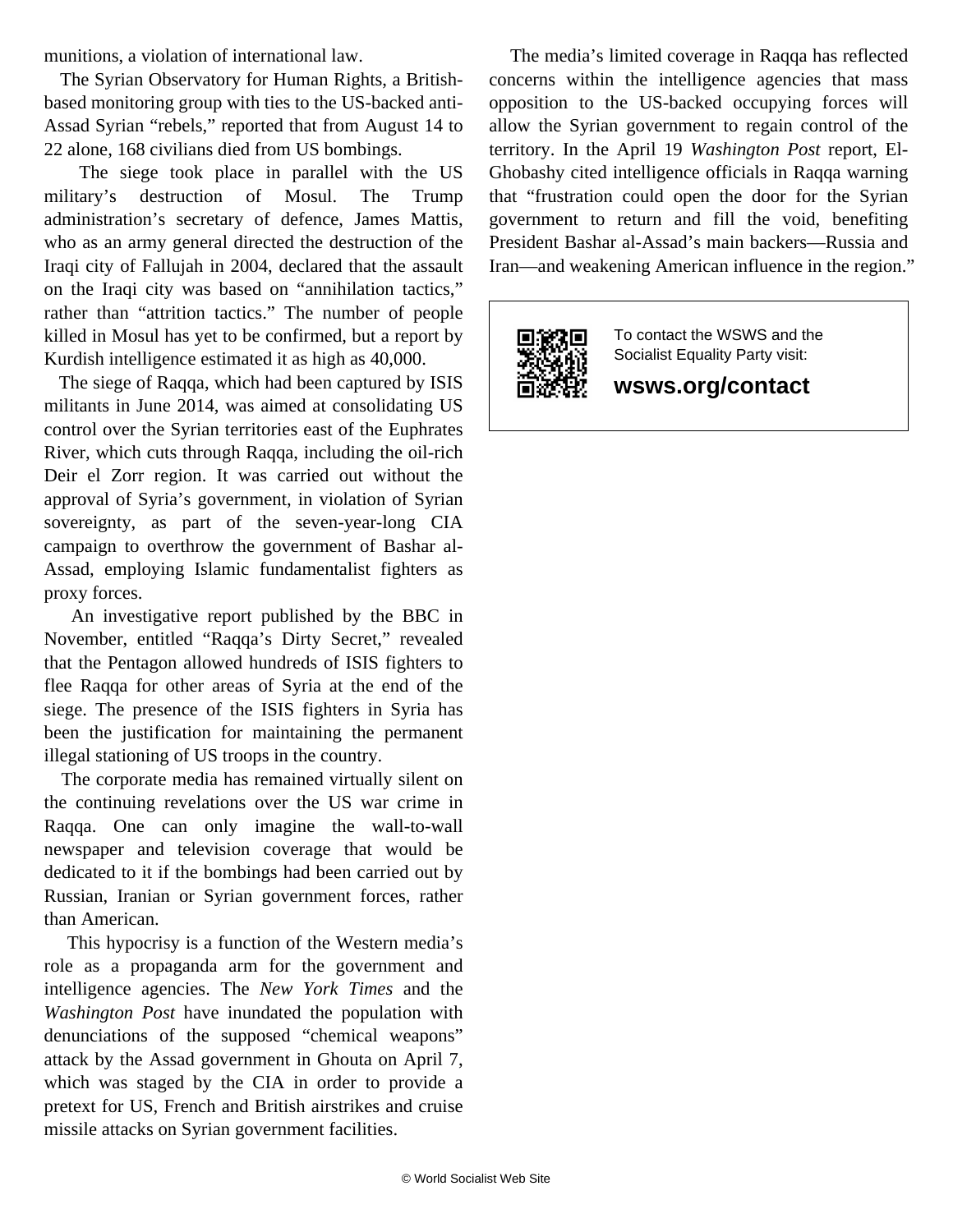munitions, a violation of international law.

The Syrian Observatory for Human Rights, a British-based monitoring group with ties to the US-backed anti-Assad Syrian "rebels," reported that from August 14 to 22 alone, 168 civilians died from US bombings.

The siege took place in parallel with the US military's destruction of Mosul. The Trump administration's secretary of defence, James Mattis, who as an army general directed the destruction of the Iraqi city of Fallujah in 2004, declared that the assault on the Iraqi city was based on "annihilation tactics," rather than "attrition tactics." The number of people killed in Mosul has yet to be confirmed, but a report by Kurdish intelligence estimated it as high as 40,000.

The siege of Raqqa, which had been captured by ISIS militants in June 2014, was aimed at consolidating US control over the Syrian territories east of the Euphrates River, which cuts through Raqqa, including the oil-rich Deir el Zorr region. It was carried out without the approval of Syria's government, in violation of Syrian sovereignty, as part of the seven-year-long CIA campaign to overthrow the government of Bashar al-Assad, employing Islamic fundamentalist fighters as proxy forces.

An investigative report published by the BBC in November, entitled "Raqqa's Dirty Secret," revealed that the Pentagon allowed hundreds of ISIS fighters to flee Raqqa for other areas of Syria at the end of the siege. The presence of the ISIS fighters in Syria has been the justification for maintaining the permanent illegal stationing of US troops in the country.

The corporate media has remained virtually silent on the continuing revelations over the US war crime in Raqqa. One can only imagine the wall-to-wall newspaper and television coverage that would be dedicated to it if the bombings had been carried out by Russian, Iranian or Syrian government forces, rather than American.

This hypocrisy is a function of the Western media's role as a propaganda arm for the government and intelligence agencies. The *New York Times* and the *Washington Post* have inundated the population with denunciations of the supposed "chemical weapons" attack by the Assad government in Ghouta on April 7, which was staged by the CIA in order to provide a pretext for US, French and British airstrikes and cruise missile attacks on Syrian government facilities.

The media's limited coverage in Raqqa has reflected concerns within the intelligence agencies that mass opposition to the US-backed occupying forces will allow the Syrian government to regain control of the territory. In the April 19 *Washington Post* report, El-Ghobashy cited intelligence officials in Raqqa warning that "frustration could open the door for the Syrian government to return and fill the void, benefiting President Bashar al-Assad's main backers—Russia and Iran—and weakening American influence in the region."

To contact the WSWS and the Socialist Equality Party visit:

**wsws.org/contact**